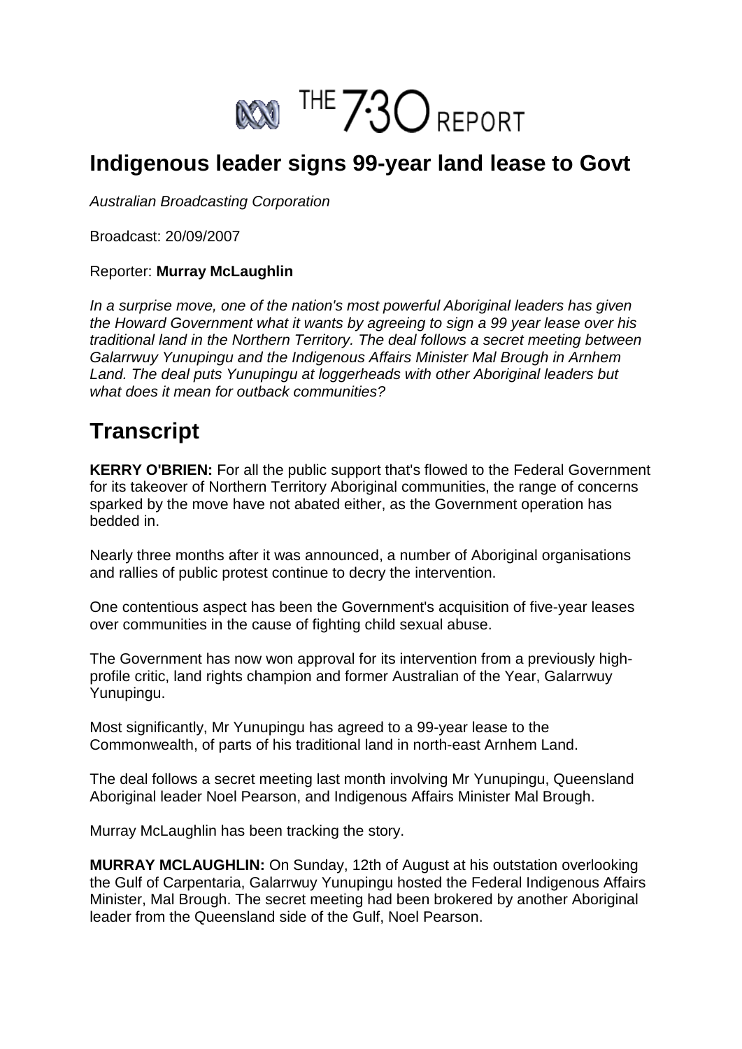# THE 7:30 REPORT

## Indigenous leader signs 99-year land lease to Govt

*Australian Broadcasting Corporation*

Broadcast: 20/09/2007

Reporter: **Murray McLaughlin**

*In a surprise move, one of the nation's most powerful Aboriginal leaders has given the Howard Government what it wants by agreeing to sign a 99 year lease over his traditional land in the Northern Territory. The deal follows a secret meeting between Galarrwuy Yunupingu and the Indigenous Affairs Minister Mal Brough in Arnhem Land. The deal puts Yunupingu at loggerheads with other Aboriginal leaders but what does it mean for outback communities?*

# Transcript

**KERRY O'BRIEN:** For all the public support that's flowed to the Federal Government for its takeover of Northern Territory Aboriginal communities, the range of concerns sparked by the move have not abated either, as the Government operation has bedded in.

Nearly three months after it was announced, a number of Aboriginal organisations and rallies of public protest continue to decry the intervention.

One contentious aspect has been the Government's acquisition of five-year leases over communities in the cause of fighting child sexual abuse.

The Government has now won approval for its intervention from a previously high-profile critic, land rights champion and former Australian of the Year, Galarrwuy Yunupingu.

Most significantly, Mr Yunupingu has agreed to a 99-year lease to the Commonwealth, of parts of his traditional land in north-east Arnhem Land.

The deal follows a secret meeting last month involving Mr Yunupingu, Queensland Aboriginal leader Noel Pearson, and Indigenous Affairs Minister Mal Brough.

Murray McLaughlin has been tracking the story.

**MURRAY MCLAUGHLIN:** On Sunday, 12th of August at his outstation overlooking the Gulf of Carpentaria, Galarrwuy Yunupingu hosted the Federal Indigenous Affairs Minister, Mal Brough. The secret meeting had been brokered by another Aboriginal leader from the Queensland side of the Gulf, Noel Pearson.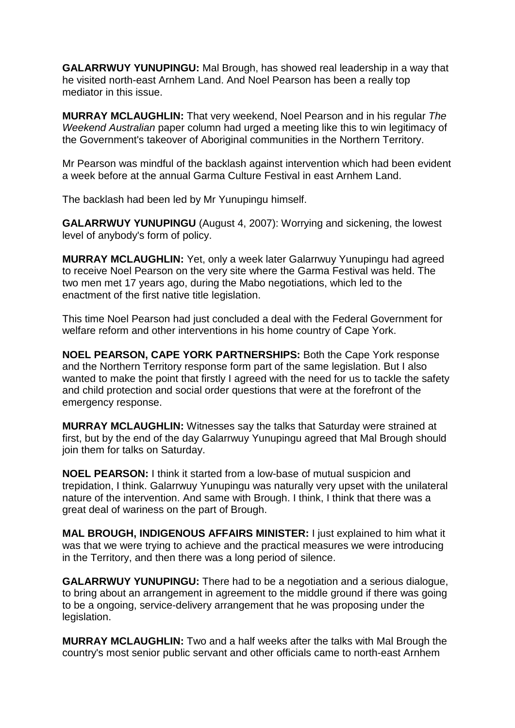**GALARRWUY YUNUPINGU:** Mal Brough, has showed real leadership in a way that he visited north-east Arnhem Land. And Noel Pearson has been a really top mediator in this issue.

**MURRAY MCLAUGHLIN:** That very weekend, Noel Pearson and in his regular *The Weekend Australian* paper column had urged a meeting like this to win legitimacy of the Government's takeover of Aboriginal communities in the Northern Territory.

Mr Pearson was mindful of the backlash against intervention which had been evident a week before at the annual Garma Culture Festival in east Arnhem Land.

The backlash had been led by Mr Yunupingu himself.

**GALARRWUY YUNUPINGU** (August 4, 2007): Worrying and sickening, the lowest level of anybody's form of policy.

**MURRAY MCLAUGHLIN:** Yet, only a week later Galarrwuy Yunupingu had agreed to receive Noel Pearson on the very site where the Garma Festival was held. The two men met 17 years ago, during the Mabo negotiations, which led to the enactment of the first native title legislation.

This time Noel Pearson had just concluded a deal with the Federal Government for welfare reform and other interventions in his home country of Cape York.

**NOEL PEARSON, CAPE YORK PARTNERSHIPS:** Both the Cape York response and the Northern Territory response form part of the same legislation. But I also wanted to make the point that firstly I agreed with the need for us to tackle the safety and child protection and social order questions that were at the forefront of the emergency response.

**MURRAY MCLAUGHLIN:** Witnesses say the talks that Saturday were strained at first, but by the end of the day Galarrwuy Yunupingu agreed that Mal Brough should join them for talks on Saturday.

**NOEL PEARSON:** I think it started from a low-base of mutual suspicion and trepidation, I think. Galarrwuy Yunupingu was naturally very upset with the unilateral nature of the intervention. And same with Brough. I think, I think that there was a great deal of wariness on the part of Brough.

**MAL BROUGH, INDIGENOUS AFFAIRS MINISTER:** I just explained to him what it was that we were trying to achieve and the practical measures we were introducing in the Territory, and then there was a long period of silence.

**GALARRWUY YUNUPINGU:** There had to be a negotiation and a serious dialogue, to bring about an arrangement in agreement to the middle ground if there was going to be a ongoing, service-delivery arrangement that he was proposing under the legislation.

**MURRAY MCLAUGHLIN:** Two and a half weeks after the talks with Mal Brough the country's most senior public servant and other officials came to north-east Arnhem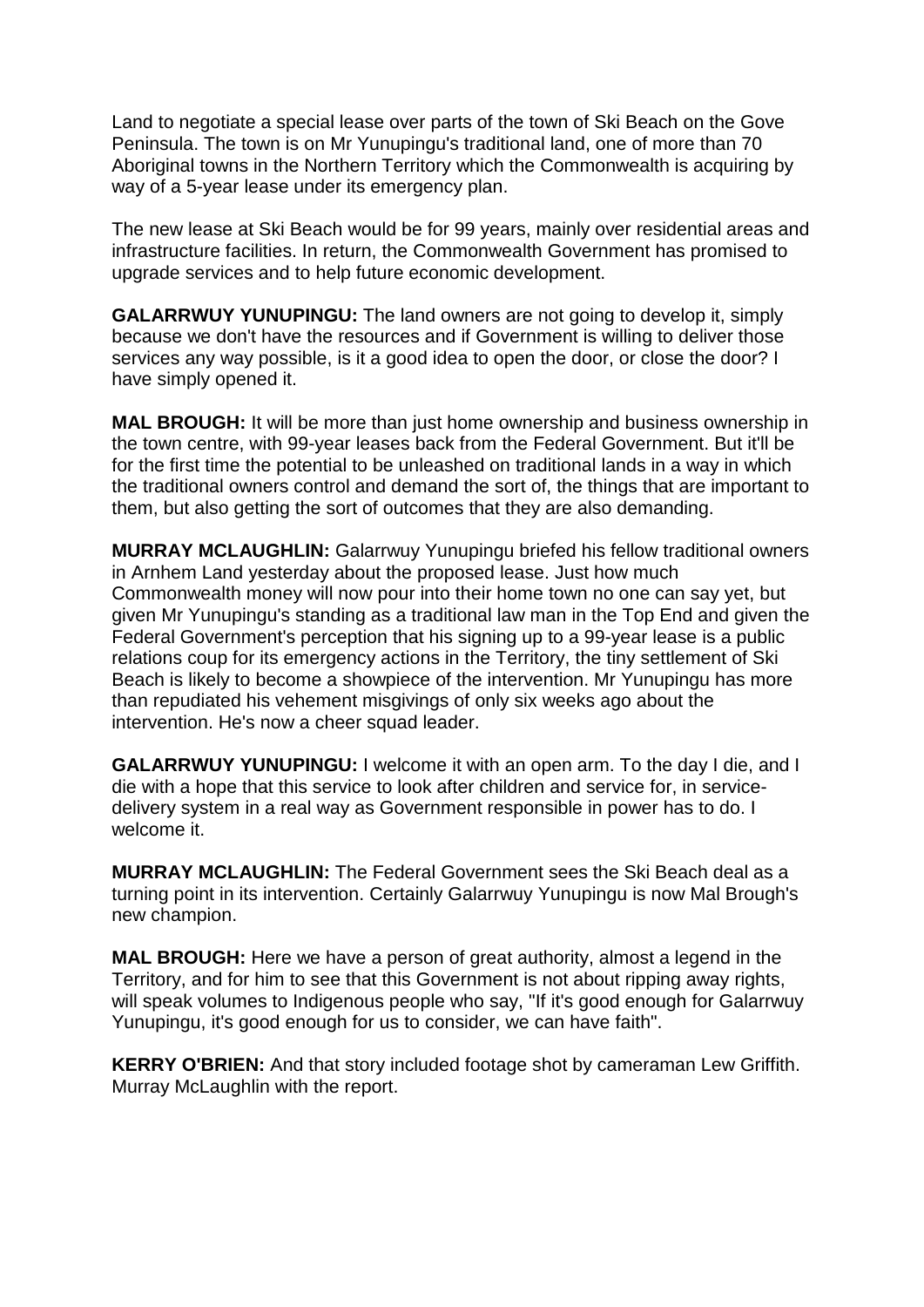Land to negotiate a special lease over parts of the town of Ski Beach on the Gove Peninsula. The town is on Mr Yunupingu's traditional land, one of more than 70 Aboriginal towns in the Northern Territory which the Commonwealth is acquiring by way of a 5-year lease under its emergency plan.

The new lease at Ski Beach would be for 99 years, mainly over residential areas and infrastructure facilities. In return, the Commonwealth Government has promised to upgrade services and to help future economic development.

**GALARRWUY YUNUPINGU:** The land owners are not going to develop it, simply because we don't have the resources and if Government is willing to deliver those services any way possible, is it a good idea to open the door, or close the door? I have simply opened it.

**MAL BROUGH:** It will be more than just home ownership and business ownership in the town centre, with 99-year leases back from the Federal Government. But it'll be for the first time the potential to be unleashed on traditional lands in a way in which the traditional owners control and demand the sort of, the things that are important to them, but also getting the sort of outcomes that they are also demanding.

**MURRAY MCLAUGHLIN:** Galarrwuy Yunupingu briefed his fellow traditional owners in Arnhem Land yesterday about the proposed lease. Just how much Commonwealth money will now pour into their home town no one can say yet, but given Mr Yunupingu's standing as a traditional law man in the Top End and given the Federal Government's perception that his signing up to a 99-year lease is a public relations coup for its emergency actions in the Territory, the tiny settlement of Ski Beach is likely to become a showpiece of the intervention. Mr Yunupingu has more than repudiated his vehement misgivings of only six weeks ago about the intervention. He's now a cheer squad leader.

**GALARRWUY YUNUPINGU:** I welcome it with an open arm. To the day I die, and I die with a hope that this service to look after children and service for, in service-delivery system in a real way as Government responsible in power has to do. I welcome it.

**MURRAY MCLAUGHLIN:** The Federal Government sees the Ski Beach deal as a turning point in its intervention. Certainly Galarrwuy Yunupingu is now Mal Brough's new champion.

**MAL BROUGH:** Here we have a person of great authority, almost a legend in the Territory, and for him to see that this Government is not about ripping away rights, will speak volumes to Indigenous people who say, "If it's good enough for Galarrwuy Yunupingu, it's good enough for us to consider, we can have faith".

**KERRY O'BRIEN:** And that story included footage shot by cameraman Lew Griffith. Murray McLaughlin with the report.